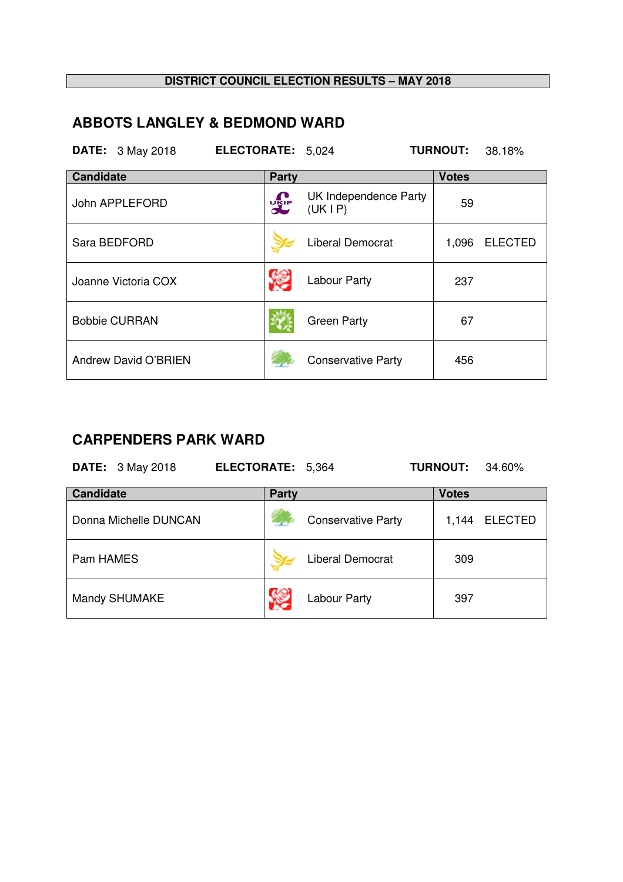**DISTRICT COUNCIL ELECTION RESULTS – MAY 2018**

## ABBOTS LANGLEY & BEDMOND WARD

**DATE:** 3 May 2018 **ELECTORATE:** 5,024 **TURNOUT:** 38.18%

| Candidate | Party | Votes |
|---|---|---|
| John APPLEFORD | UK Independence Party (UK I P) | 59 |
| Sara BEDFORD | Liberal Democrat | 1,096 ELECTED |
| Joanne Victoria COX | Labour Party | 237 |
| Bobbie CURRAN | Green Party | 67 |
| Andrew David O'BRIEN | Conservative Party | 456 |

## CARPENDERS PARK WARD

**DATE:** 3 May 2018 **ELECTORATE:** 5,364 **TURNOUT:** 34.60%

| Candidate | Party | Votes |
|---|---|---|
| Donna Michelle DUNCAN | Conservative Party | 1,144 ELECTED |
| Pam HAMES | Liberal Democrat | 309 |
| Mandy SHUMAKE | Labour Party | 397 |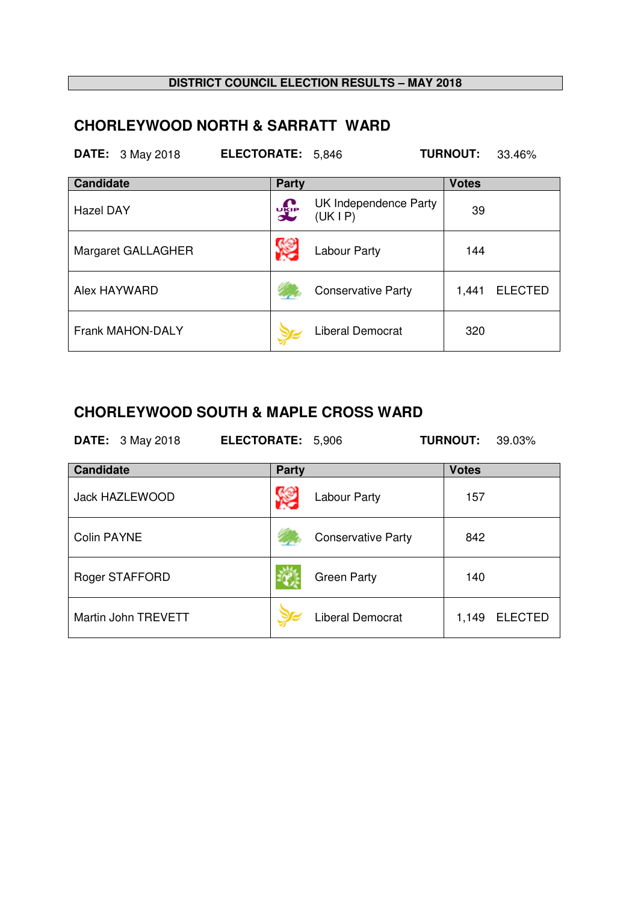**DISTRICT COUNCIL ELECTION RESULTS – MAY 2018**

## CHORLEYWOOD NORTH & SARRATT WARD

**DATE:** 3 May 2018 **ELECTORATE:** 5,846 **TURNOUT:** 33.46%

| Candidate | Party | Votes |
|---|---|---|
| Hazel DAY | UK Independence Party (UK I P) | 39 |
| Margaret GALLAGHER | Labour Party | 144 |
| Alex HAYWARD | Conservative Party | 1,441 ELECTED |
| Frank MAHON-DALY | Liberal Democrat | 320 |

## CHORLEYWOOD SOUTH & MAPLE CROSS WARD

**DATE:** 3 May 2018 **ELECTORATE:** 5,906 **TURNOUT:** 39.03%

| Candidate | Party | Votes |
|---|---|---|
| Jack HAZLEWOOD | Labour Party | 157 |
| Colin PAYNE | Conservative Party | 842 |
| Roger STAFFORD | Green Party | 140 |
| Martin John TREVETT | Liberal Democrat | 1,149 ELECTED |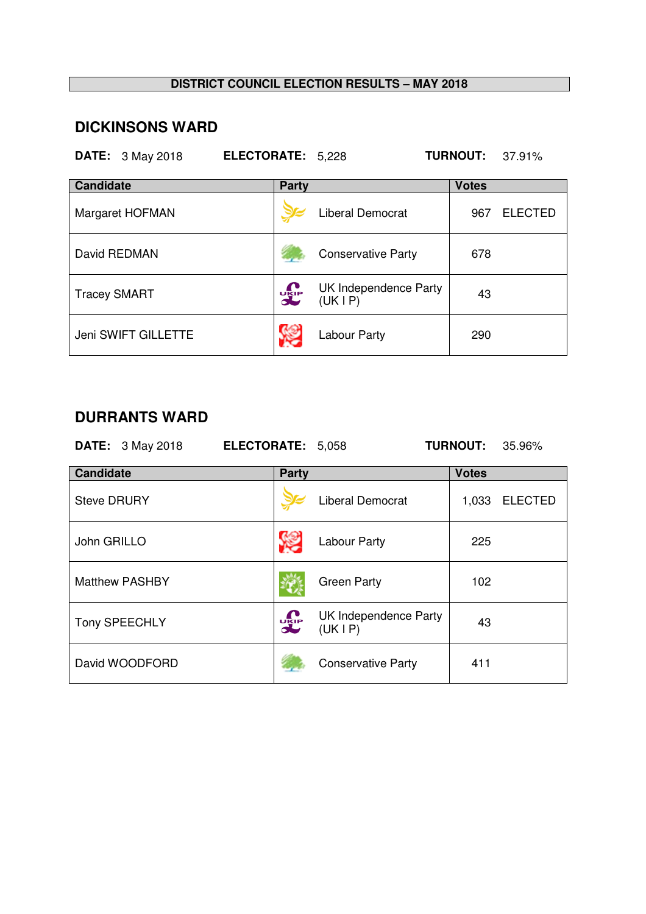**DISTRICT COUNCIL ELECTION RESULTS – MAY 2018**

## DICKINSONS WARD

**DATE:** 3 May 2018 **ELECTORATE:** 5,228 **TURNOUT:** 37.91%

| Candidate | Party | Votes |
|---|---|---|
| Margaret HOFMAN | Liberal Democrat | 967 ELECTED |
| David REDMAN | Conservative Party | 678 |
| Tracey SMART | UK Independence Party (UK I P) | 43 |
| Jeni SWIFT GILLETTE | Labour Party | 290 |

## DURRANTS WARD

**DATE:** 3 May 2018 **ELECTORATE:** 5,058 **TURNOUT:** 35.96%

| Candidate | Party | Votes |
|---|---|---|
| Steve DRURY | Liberal Democrat | 1,033 ELECTED |
| John GRILLO | Labour Party | 225 |
| Matthew PASHBY | Green Party | 102 |
| Tony SPEECHLY | UK Independence Party (UK I P) | 43 |
| David WOODFORD | Conservative Party | 411 |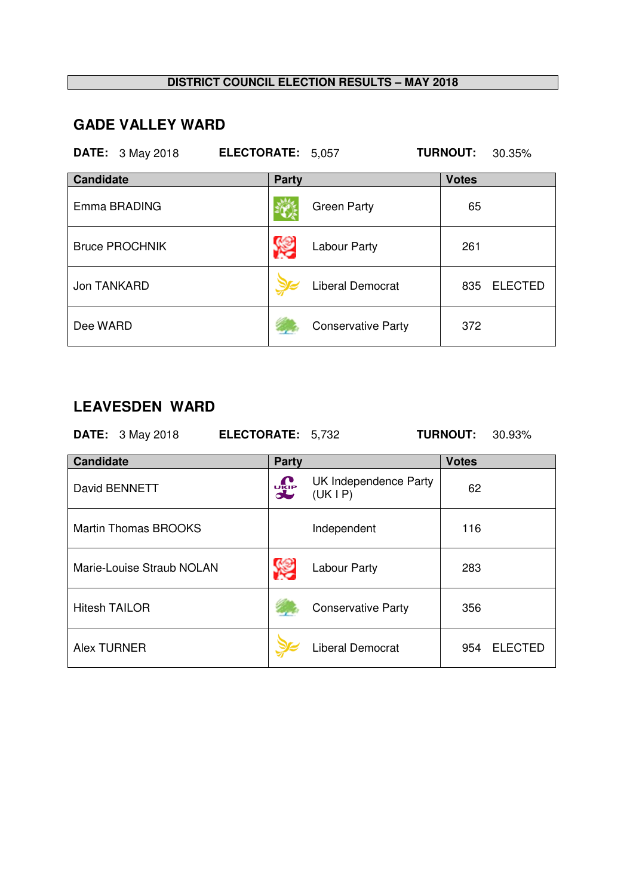**DISTRICT COUNCIL ELECTION RESULTS – MAY 2018**

## GADE VALLEY WARD

**DATE:** 3 May 2018 **ELECTORATE:** 5,057 **TURNOUT:** 30.35%

| Candidate | Party | Votes |
|---|---|---|
| Emma BRADING | Green Party | 65 |
| Bruce PROCHNIK | Labour Party | 261 |
| Jon TANKARD | Liberal Democrat | 835 ELECTED |
| Dee WARD | Conservative Party | 372 |

## LEAVESDEN WARD

**DATE:** 3 May 2018 **ELECTORATE:** 5,732 **TURNOUT:** 30.93%

| Candidate | Party | Votes |
|---|---|---|
| David BENNETT | UK Independence Party (UK I P) | 62 |
| Martin Thomas BROOKS | Independent | 116 |
| Marie-Louise Straub NOLAN | Labour Party | 283 |
| Hitesh TAILOR | Conservative Party | 356 |
| Alex TURNER | Liberal Democrat | 954 ELECTED |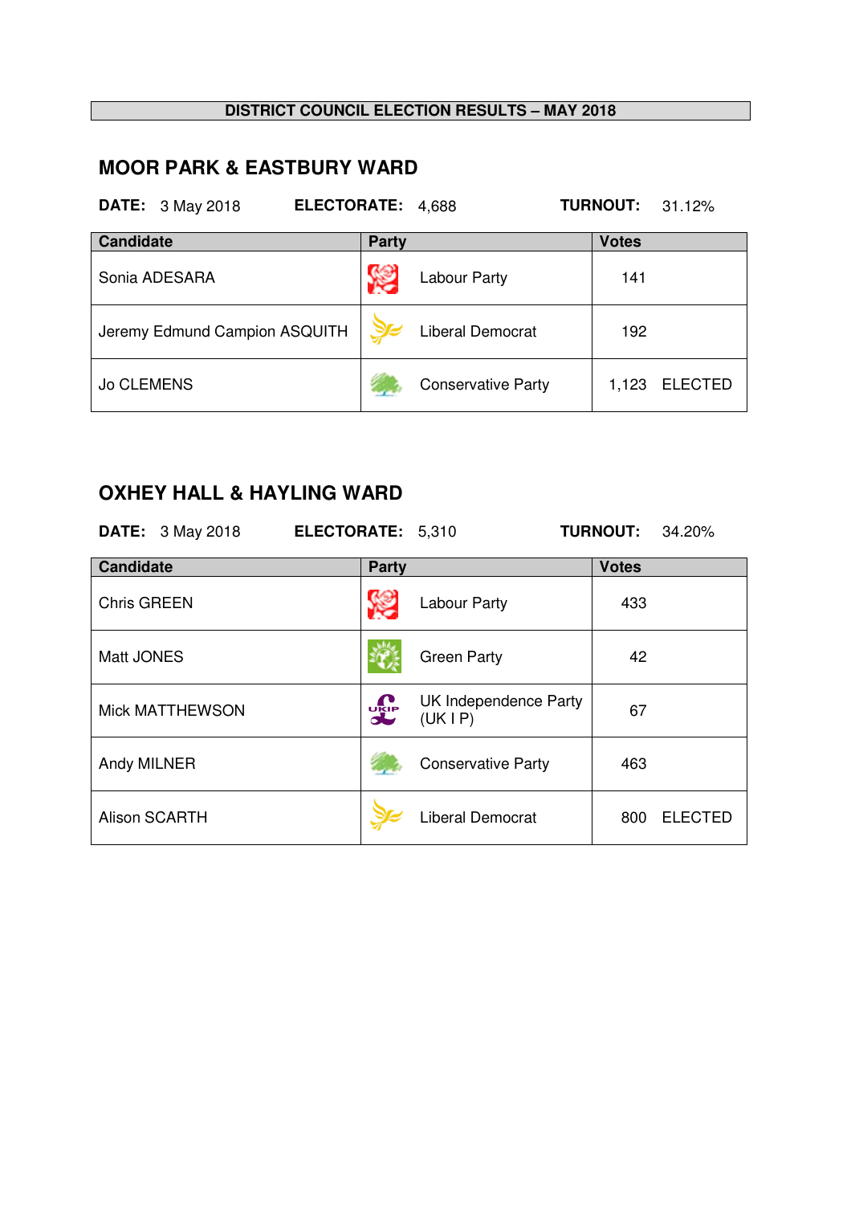**DISTRICT COUNCIL ELECTION RESULTS – MAY 2018**

## MOOR PARK & EASTBURY WARD

**DATE:** 3 May 2018 **ELECTORATE:** 4,688 **TURNOUT:** 31.12%

| Candidate | Party | Votes |
|---|---|---|
| Sonia ADESARA | Labour Party | 141 |
| Jeremy Edmund Campion ASQUITH | Liberal Democrat | 192 |
| Jo CLEMENS | Conservative Party | 1,123 ELECTED |

## OXHEY HALL & HAYLING WARD

**DATE:** 3 May 2018 **ELECTORATE:** 5,310 **TURNOUT:** 34.20%

| Candidate | Party | Votes |
|---|---|---|
| Chris GREEN | Labour Party | 433 |
| Matt JONES | Green Party | 42 |
| Mick MATTHEWSON | UK Independence Party (UK I P) | 67 |
| Andy MILNER | Conservative Party | 463 |
| Alison SCARTH | Liberal Democrat | 800 ELECTED |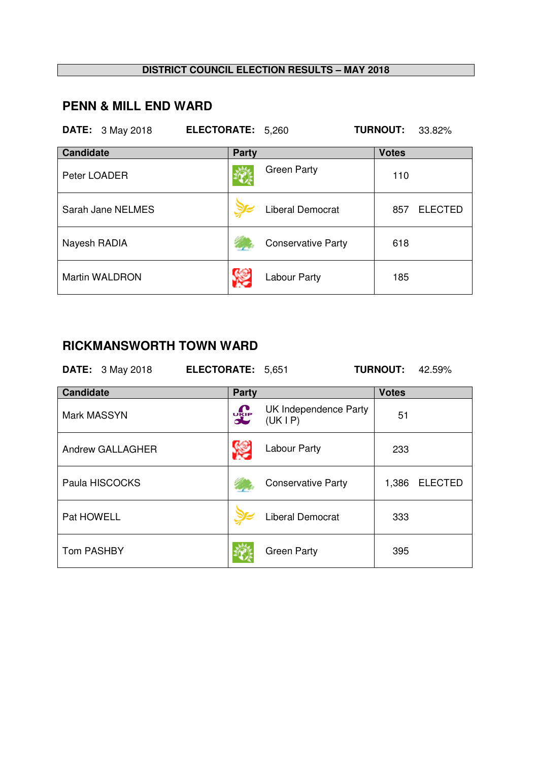**DISTRICT COUNCIL ELECTION RESULTS – MAY 2018**

## PENN & MILL END WARD

**DATE:** 3 May 2018 **ELECTORATE:** 5,260 **TURNOUT:** 33.82%

| Candidate | Party | Votes |
|---|---|---|
| Peter LOADER | Green Party | 110 |
| Sarah Jane NELMES | Liberal Democrat | 857 ELECTED |
| Nayesh RADIA | Conservative Party | 618 |
| Martin WALDRON | Labour Party | 185 |

## RICKMANSWORTH TOWN WARD

**DATE:** 3 May 2018 **ELECTORATE:** 5,651 **TURNOUT:** 42.59%

| Candidate | Party | Votes |
|---|---|---|
| Mark MASSYN | UK Independence Party (UK I P) | 51 |
| Andrew GALLAGHER | Labour Party | 233 |
| Paula HISCOCKS | Conservative Party | 1,386 ELECTED |
| Pat HOWELL | Liberal Democrat | 333 |
| Tom PASHBY | Green Party | 395 |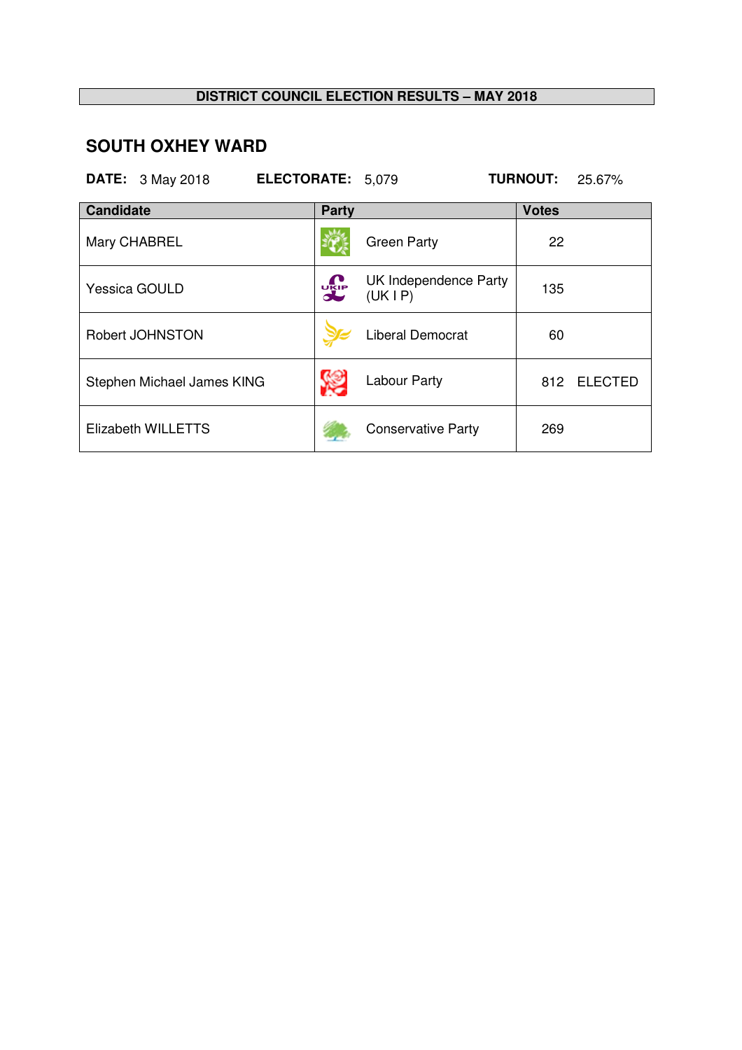**DISTRICT COUNCIL ELECTION RESULTS – MAY 2018**

## SOUTH OXHEY WARD

**DATE:** 3 May 2018 **ELECTORATE:** 5,079 **TURNOUT:** 25.67%

| Candidate | Party | Votes |
|---|---|---|
| Mary CHABREL | Green Party | 22 |
| Yessica GOULD | UK Independence Party (UK I P) | 135 |
| Robert JOHNSTON | Liberal Democrat | 60 |
| Stephen Michael James KING | Labour Party | 812 ELECTED |
| Elizabeth WILLETTS | Conservative Party | 269 |